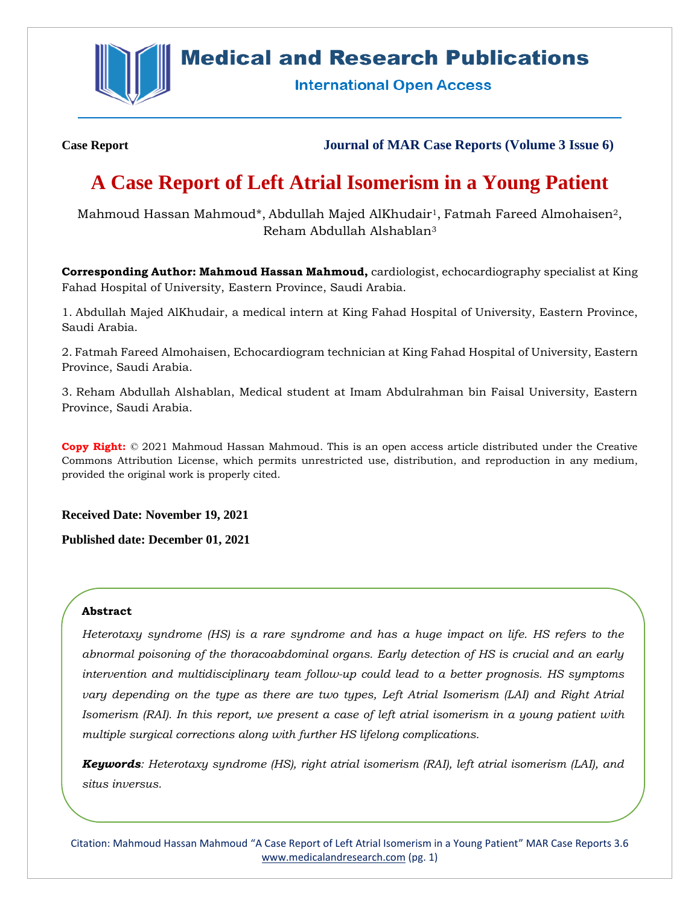Case Report

Journal of MAR Case Reports (Volume 3 Issue 6)

# A Case Report of Left Atrial Isomerism in a Young Patient

Mahmoud Hassan Mahmoud*, Abdullah Majed AlKhudair[1], Fatmah Fareed Almohaisen[2], Reham Abdullah Alshablan[3]

**Corresponding Author: Mahmoud Hassan Mahmoud,** cardiologist, echocardiography specialist at King Fahad Hospital of University, Eastern Province, Saudi Arabia.

1. Abdullah Majed AlKhudair, a medical intern at King Fahad Hospital of University, Eastern Province, Saudi Arabia.

2. Fatmah Fareed Almohaisen, Echocardiogram technician at King Fahad Hospital of University, Eastern Province, Saudi Arabia.

3. Reham Abdullah Alshablan, Medical student at Imam Abdulrahman bin Faisal University, Eastern Province, Saudi Arabia.

**Copy Right:** © 2021 Mahmoud Hassan Mahmoud. This is an open access article distributed under the Creative Commons Attribution License, which permits unrestricted use, distribution, and reproduction in any medium, provided the original work is properly cited.

**Received Date: November 19, 2021**

**Published date: December 01, 2021**

### Abstract

*Heterotaxy syndrome (HS) is a rare syndrome and has a huge impact on life. HS refers to the abnormal poisoning of the thoracoabdominal organs. Early detection of HS is crucial and an early intervention and multidisciplinary team follow-up could lead to a better prognosis. HS symptoms vary depending on the type as there are two types, Left Atrial Isomerism (LAI) and Right Atrial Isomerism (RAI). In this report, we present a case of left atrial isomerism in a young patient with multiple surgical corrections along with further HS lifelong complications.*

***Keywords**: Heterotaxy syndrome (HS), right atrial isomerism (RAI), left atrial isomerism (LAI), and situs inversus.*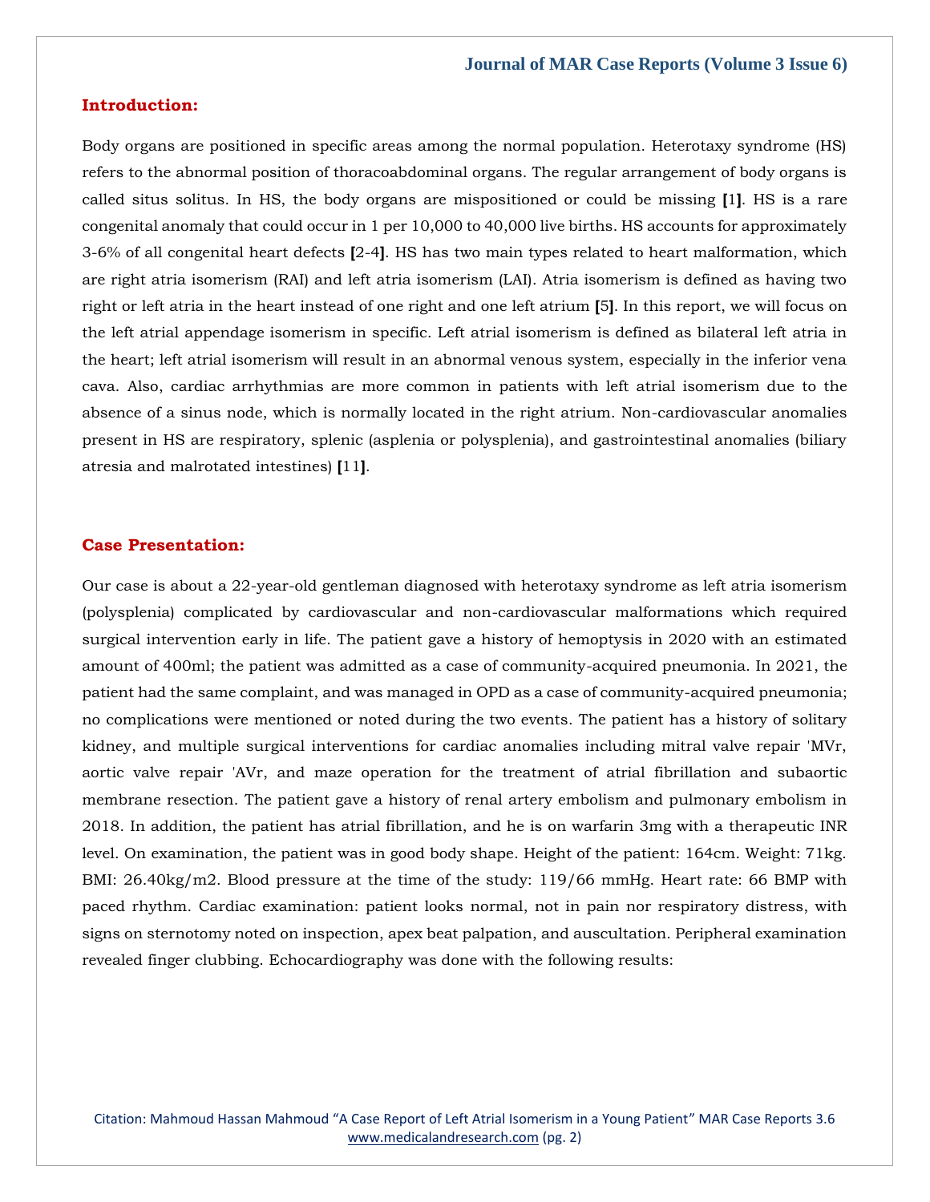## Introduction:

Body organs are positioned in specific areas among the normal population. Heterotaxy syndrome (HS) refers to the abnormal position of thoracoabdominal organs. The regular arrangement of body organs is called situs solitus. In HS, the body organs are mispositioned or could be missing [1]. HS is a rare congenital anomaly that could occur in 1 per 10,000 to 40,000 live births. HS accounts for approximately 3-6% of all congenital heart defects [2-4]. HS has two main types related to heart malformation, which are right atria isomerism (RAI) and left atria isomerism (LAI). Atria isomerism is defined as having two right or left atria in the heart instead of one right and one left atrium [5]. In this report, we will focus on the left atrial appendage isomerism in specific. Left atrial isomerism is defined as bilateral left atria in the heart; left atrial isomerism will result in an abnormal venous system, especially in the inferior vena cava. Also, cardiac arrhythmias are more common in patients with left atrial isomerism due to the absence of a sinus node, which is normally located in the right atrium. Non-cardiovascular anomalies present in HS are respiratory, splenic (asplenia or polysplenia), and gastrointestinal anomalies (biliary atresia and malrotated intestines) [11].

## Case Presentation:

Our case is about a 22-year-old gentleman diagnosed with heterotaxy syndrome as left atria isomerism (polysplenia) complicated by cardiovascular and non-cardiovascular malformations which required surgical intervention early in life. The patient gave a history of hemoptysis in 2020 with an estimated amount of 400ml; the patient was admitted as a case of community-acquired pneumonia. In 2021, the patient had the same complaint, and was managed in OPD as a case of community-acquired pneumonia; no complications were mentioned or noted during the two events. The patient has a history of solitary kidney, and multiple surgical interventions for cardiac anomalies including mitral valve repair 'MVr, aortic valve repair 'AVr, and maze operation for the treatment of atrial fibrillation and subaortic membrane resection. The patient gave a history of renal artery embolism and pulmonary embolism in 2018. In addition, the patient has atrial fibrillation, and he is on warfarin 3mg with a therapeutic INR level. On examination, the patient was in good body shape. Height of the patient: 164cm. Weight: 71kg. BMI: 26.40kg/m2. Blood pressure at the time of the study: 119/66 mmHg. Heart rate: 66 BMP with paced rhythm. Cardiac examination: patient looks normal, not in pain nor respiratory distress, with signs on sternotomy noted on inspection, apex beat palpation, and auscultation. Peripheral examination revealed finger clubbing. Echocardiography was done with the following results: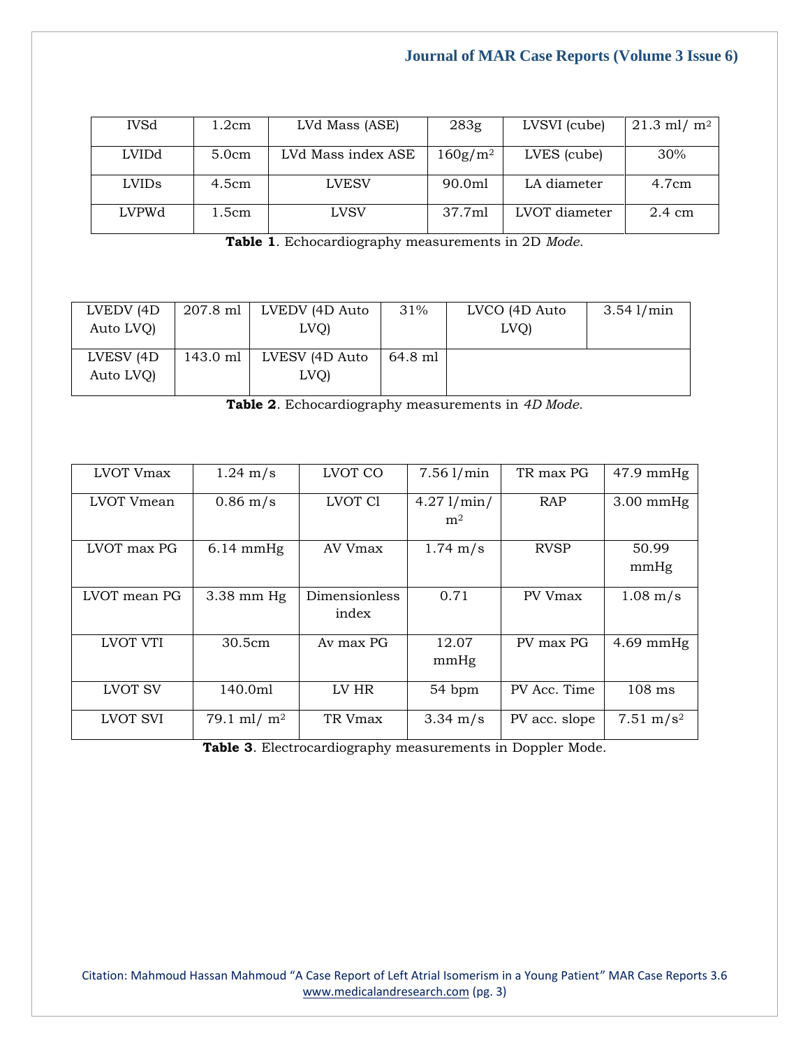| IVSd | 1.2cm | LVd Mass (ASE) | 283g | LVSVI (cube) | 21.3 ml/ $m^2$ |
|---|---|---|---|---|---|
| LVIDd | 5.0cm | LVd Mass index ASE | 160g/$m^2$ | LVES (cube) | 30% |
| LVIDs | 4.5cm | LVESV | 90.0ml | LA diameter | 4.7cm |
| LVPWd | 1.5cm | LVSV | 37.7ml | LVOT diameter | 2.4 cm |

**Table 1**. Echocardiography measurements in 2D *Mode.*

| LVEDV (4D Auto LVQ) | 207.8 ml | LVEDV (4D Auto LVQ) | 31% | LVCO (4D Auto LVQ) | 3.54 l/min |
|---|---|---|---|---|---|
| LVESV (4D Auto LVQ) | 143.0 ml | LVESV (4D Auto LVQ) | 64.8 ml | | |

**Table 2**. Echocardiography measurements in *4D Mode.*

| LVOT Vmax | 1.24 m/s | LVOT CO | 7.56 l/min | TR max PG | 47.9 mmHg |
|---|---|---|---|---|---|
| LVOT Vmean | 0.86 m/s | LVOT Cl | 4.27 l/min/ $m^2$ | RAP | 3.00 mmHg |
| LVOT max PG | 6.14 mmHg | AV Vmax | 1.74 m/s | RVSP | 50.99 mmHg |
| LVOT mean PG | 3.38 mm Hg | Dimensionless index | 0.71 | PV Vmax | 1.08 m/s |
| LVOT VTI | 30.5cm | Av max PG | 12.07 mmHg | PV max PG | 4.69 mmHg |
| LVOT SV | 140.0ml | LV HR | 54 bpm | PV Acc. Time | 108 ms |
| LVOT SVI | 79.1 ml/ $m^2$ | TR Vmax | 3.34 m/s | PV acc. slope | 7.51 m/$s^2$ |

**Table 3**. Electrocardiography measurements in Doppler Mode.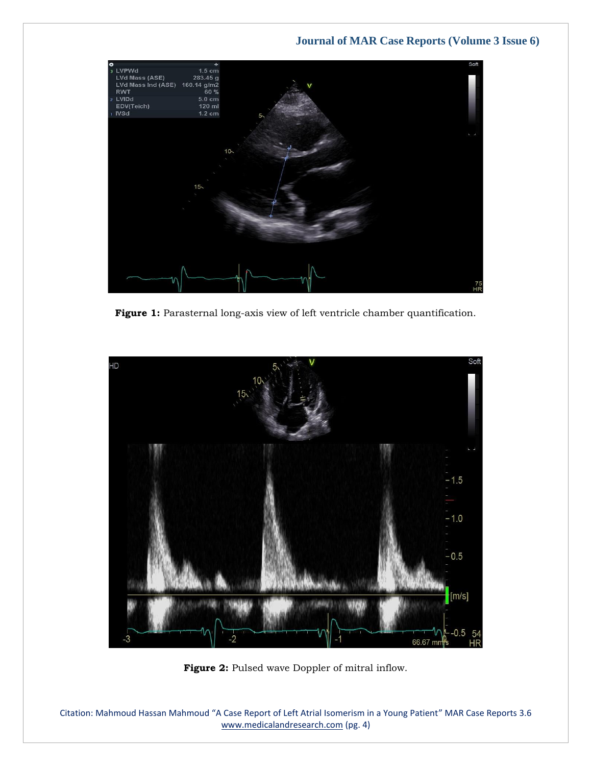**Figure 1:** Parasternal long-axis view of left ventricle chamber quantification.

**Figure 2:** Pulsed wave Doppler of mitral inflow.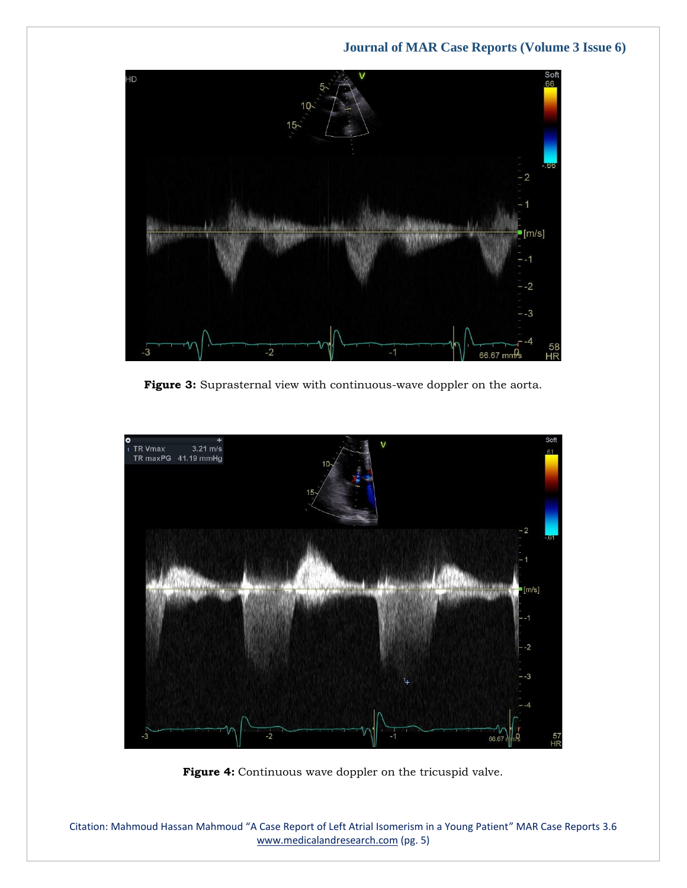**Figure 3:** Suprasternal view with continuous-wave doppler on the aorta.

**Figure 4:** Continuous wave doppler on the tricuspid valve.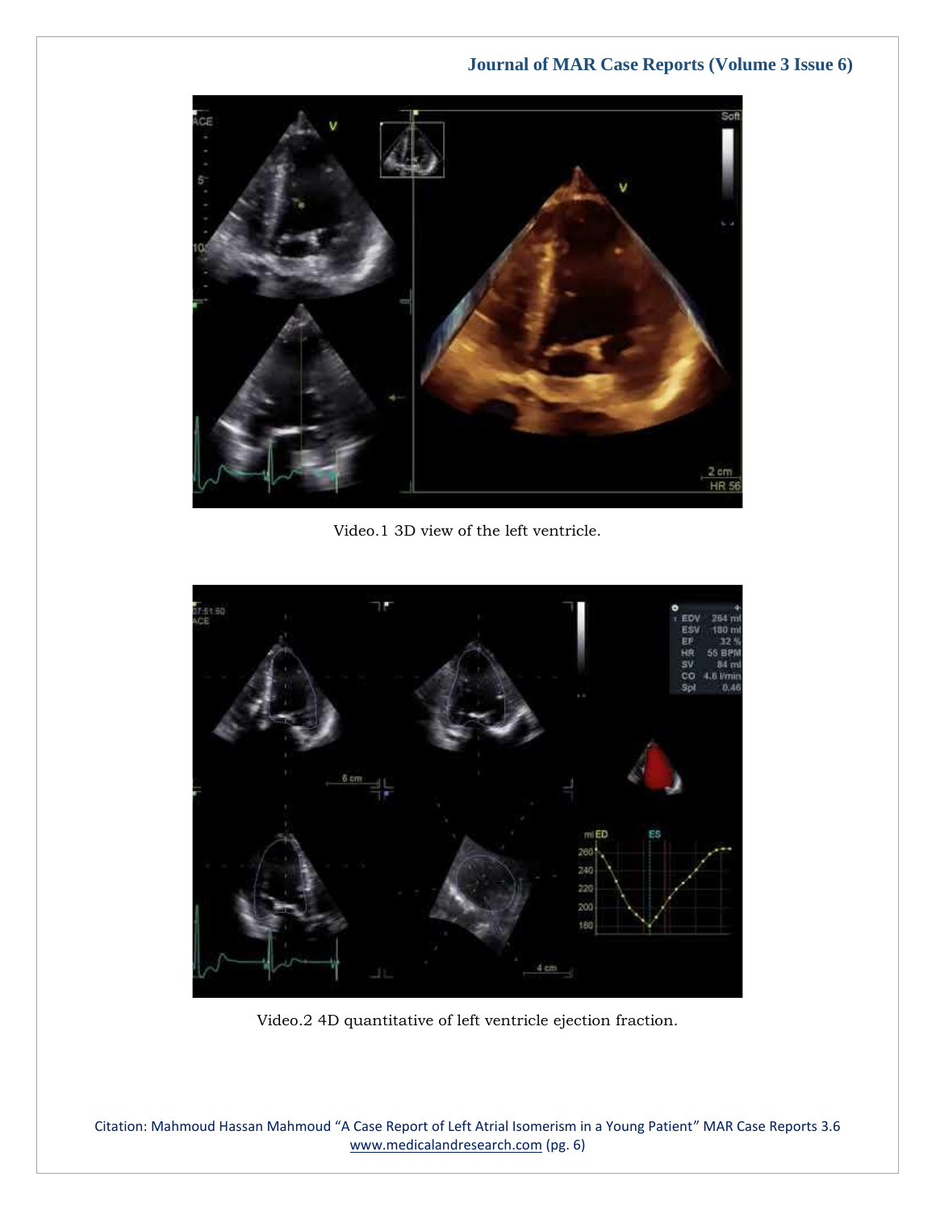Video.1 3D view of the left ventricle.

Video.2 4D quantitative of left ventricle ejection fraction.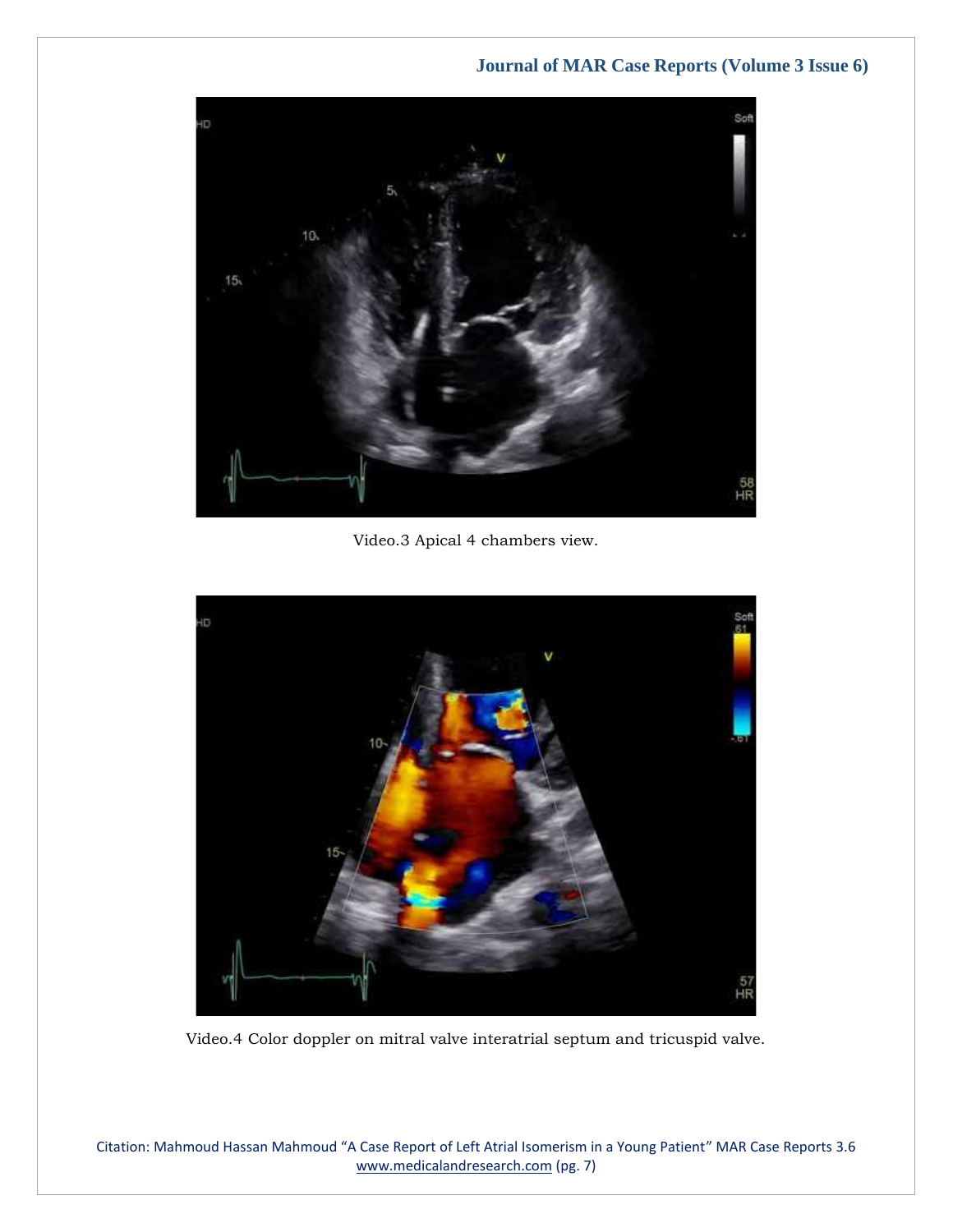Video.3 Apical 4 chambers view.

Video.4 Color doppler on mitral valve interatrial septum and tricuspid valve.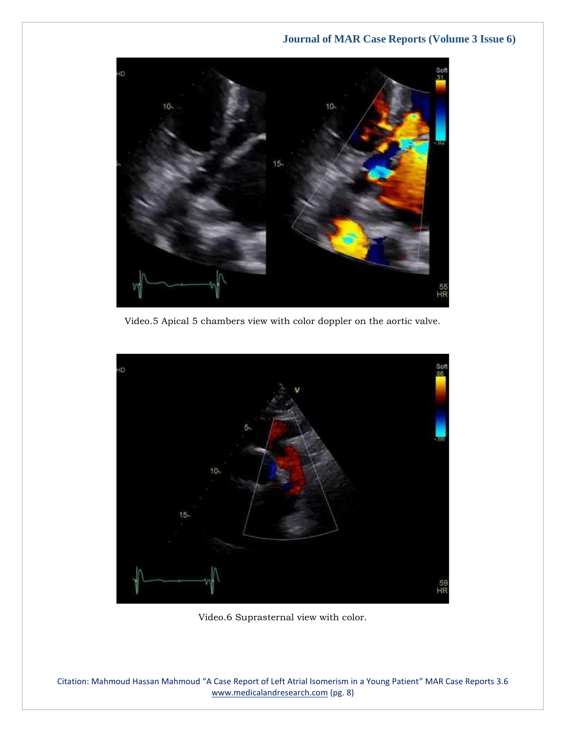Video.5 Apical 5 chambers view with color doppler on the aortic valve.

Video.6 Suprasternal view with color.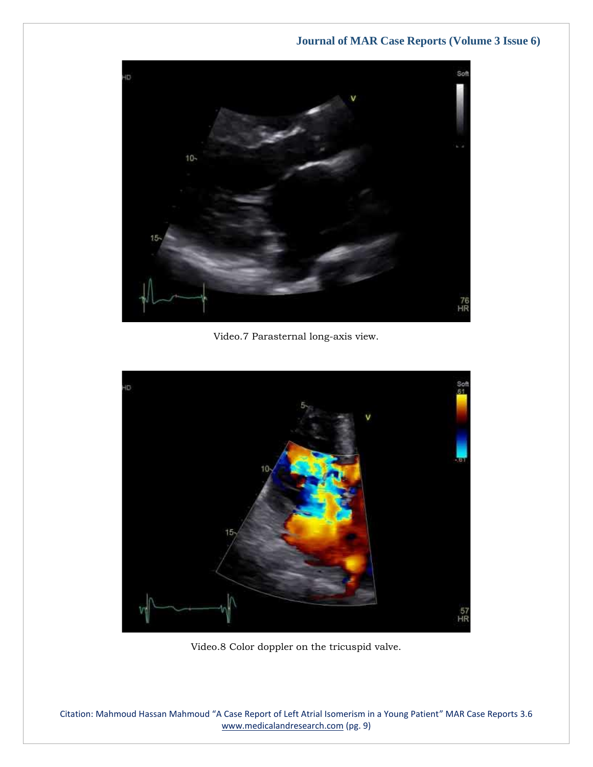Video.7 Parasternal long-axis view.

Video.8 Color doppler on the tricuspid valve.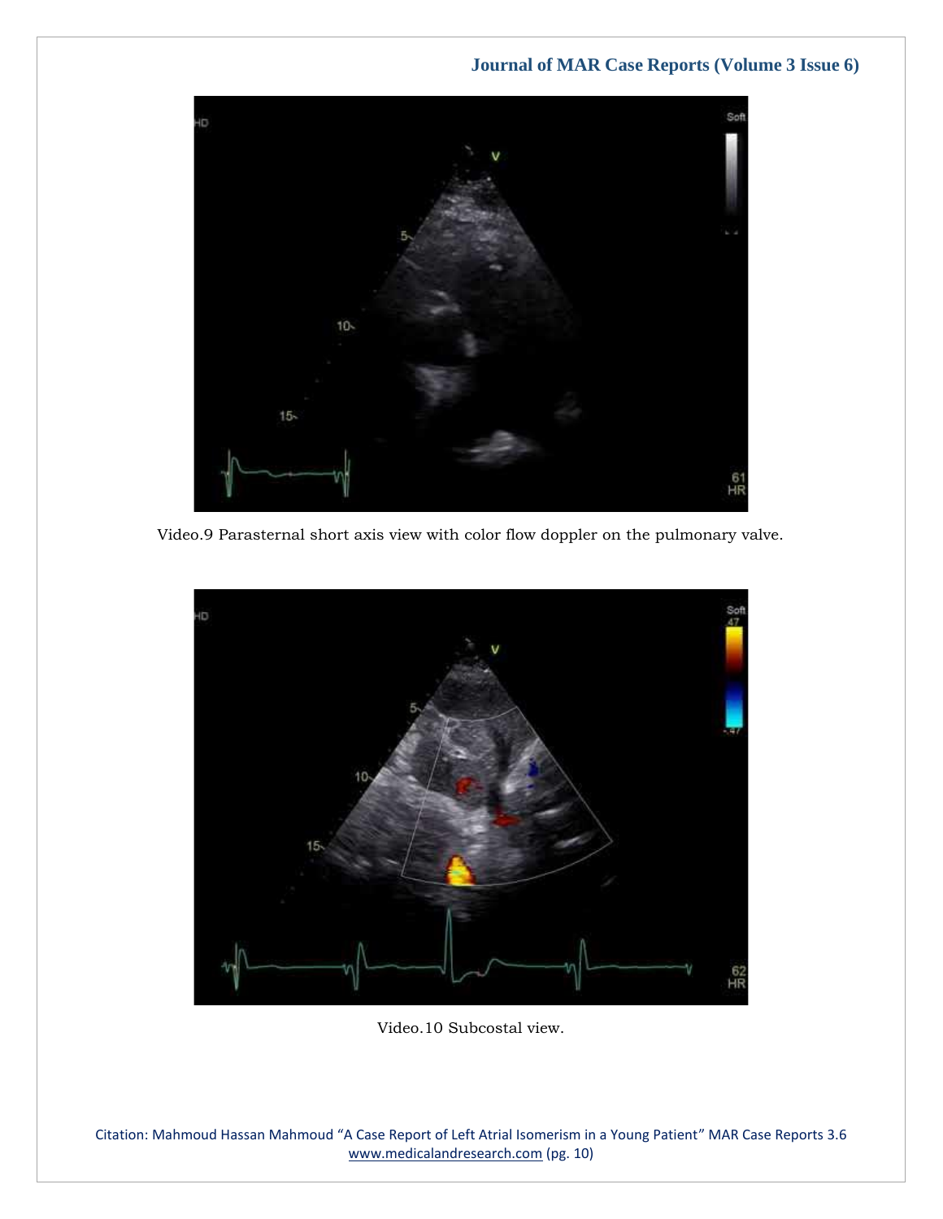Video.9 Parasternal short axis view with color flow doppler on the pulmonary valve.

Video.10 Subcostal view.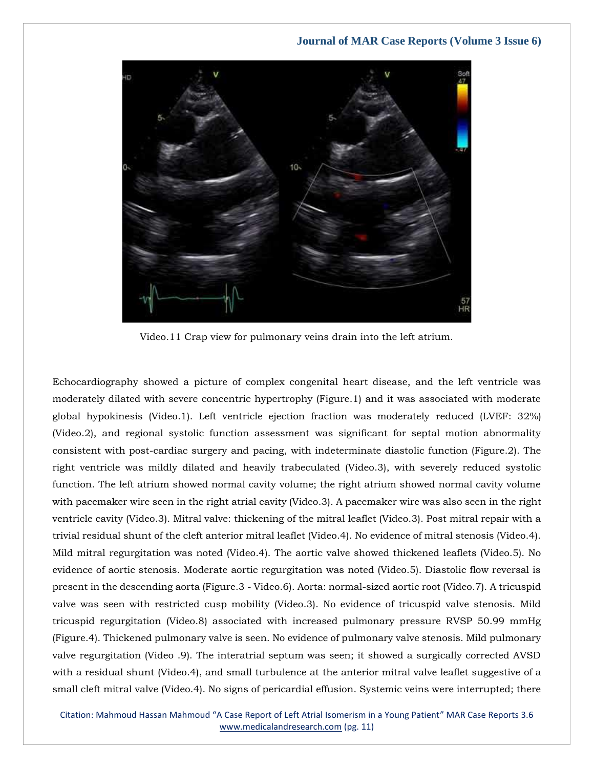Video.11 Crap view for pulmonary veins drain into the left atrium.

Echocardiography showed a picture of complex congenital heart disease, and the left ventricle was moderately dilated with severe concentric hypertrophy (Figure.1) and it was associated with moderate global hypokinesis (Video.1). Left ventricle ejection fraction was moderately reduced (LVEF: 32%) (Video.2), and regional systolic function assessment was significant for septal motion abnormality consistent with post-cardiac surgery and pacing, with indeterminate diastolic function (Figure.2). The right ventricle was mildly dilated and heavily trabeculated (Video.3), with severely reduced systolic function. The left atrium showed normal cavity volume; the right atrium showed normal cavity volume with pacemaker wire seen in the right atrial cavity (Video.3). A pacemaker wire was also seen in the right ventricle cavity (Video.3). Mitral valve: thickening of the mitral leaflet (Video.3). Post mitral repair with a trivial residual shunt of the cleft anterior mitral leaflet (Video.4). No evidence of mitral stenosis (Video.4). Mild mitral regurgitation was noted (Video.4). The aortic valve showed thickened leaflets (Video.5). No evidence of aortic stenosis. Moderate aortic regurgitation was noted (Video.5). Diastolic flow reversal is present in the descending aorta (Figure.3 - Video.6). Aorta: normal-sized aortic root (Video.7). A tricuspid valve was seen with restricted cusp mobility (Video.3). No evidence of tricuspid valve stenosis. Mild tricuspid regurgitation (Video.8) associated with increased pulmonary pressure RVSP 50.99 mmHg (Figure.4). Thickened pulmonary valve is seen. No evidence of pulmonary valve stenosis. Mild pulmonary valve regurgitation (Video .9). The interatrial septum was seen; it showed a surgically corrected AVSD with a residual shunt (Video.4), and small turbulence at the anterior mitral valve leaflet suggestive of a small cleft mitral valve (Video.4). No signs of pericardial effusion. Systemic veins were interrupted; there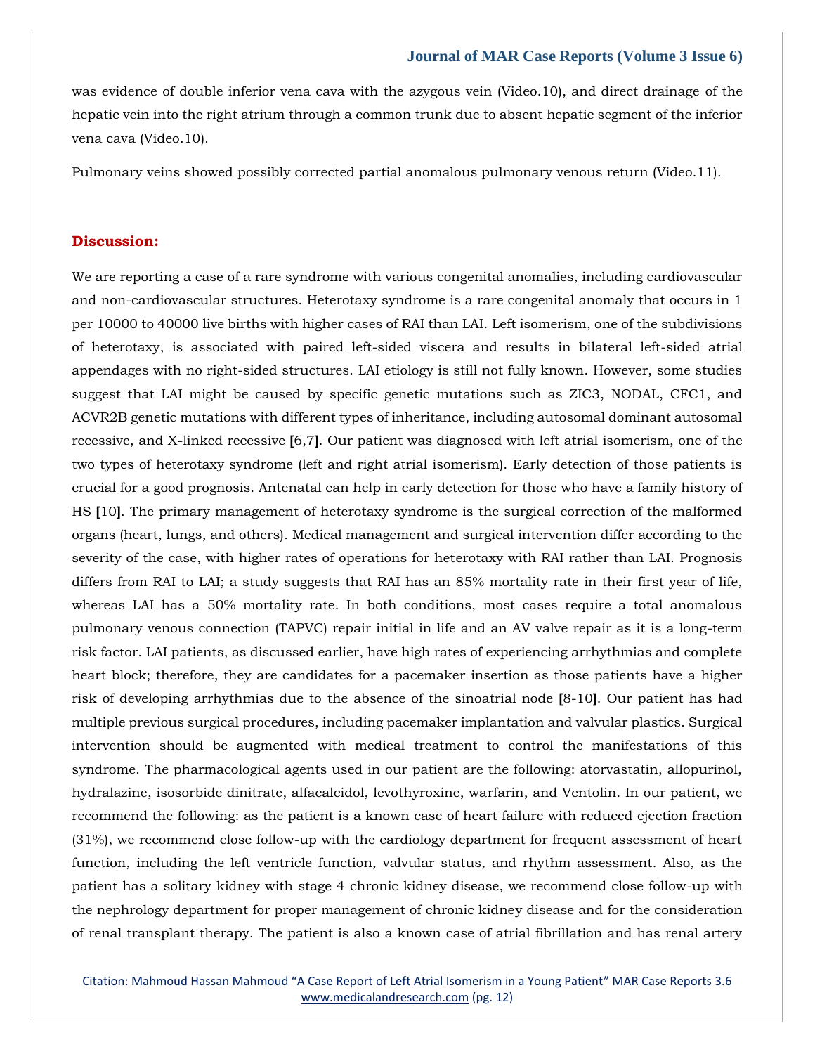was evidence of double inferior vena cava with the azygous vein (Video.10), and direct drainage of the hepatic vein into the right atrium through a common trunk due to absent hepatic segment of the inferior vena cava (Video.10).

Pulmonary veins showed possibly corrected partial anomalous pulmonary venous return (Video.11).

## Discussion:

We are reporting a case of a rare syndrome with various congenital anomalies, including cardiovascular and non-cardiovascular structures. Heterotaxy syndrome is a rare congenital anomaly that occurs in 1 per 10000 to 40000 live births with higher cases of RAI than LAI. Left isomerism, one of the subdivisions of heterotaxy, is associated with paired left-sided viscera and results in bilateral left-sided atrial appendages with no right-sided structures. LAI etiology is still not fully known. However, some studies suggest that LAI might be caused by specific genetic mutations such as ZIC3, NODAL, CFC1, and ACVR2B genetic mutations with different types of inheritance, including autosomal dominant autosomal recessive, and X-linked recessive **[**6,7**]**. Our patient was diagnosed with left atrial isomerism, one of the two types of heterotaxy syndrome (left and right atrial isomerism). Early detection of those patients is crucial for a good prognosis. Antenatal can help in early detection for those who have a family history of HS **[**10**]**. The primary management of heterotaxy syndrome is the surgical correction of the malformed organs (heart, lungs, and others). Medical management and surgical intervention differ according to the severity of the case, with higher rates of operations for heterotaxy with RAI rather than LAI. Prognosis differs from RAI to LAI; a study suggests that RAI has an 85% mortality rate in their first year of life, whereas LAI has a 50% mortality rate. In both conditions, most cases require a total anomalous pulmonary venous connection (TAPVC) repair initial in life and an AV valve repair as it is a long-term risk factor. LAI patients, as discussed earlier, have high rates of experiencing arrhythmias and complete heart block; therefore, they are candidates for a pacemaker insertion as those patients have a higher risk of developing arrhythmias due to the absence of the sinoatrial node **[**8-10**]**. Our patient has had multiple previous surgical procedures, including pacemaker implantation and valvular plastics. Surgical intervention should be augmented with medical treatment to control the manifestations of this syndrome. The pharmacological agents used in our patient are the following: atorvastatin, allopurinol, hydralazine, isosorbide dinitrate, alfacalcidol, levothyroxine, warfarin, and Ventolin. In our patient, we recommend the following: as the patient is a known case of heart failure with reduced ejection fraction (31%), we recommend close follow-up with the cardiology department for frequent assessment of heart function, including the left ventricle function, valvular status, and rhythm assessment. Also, as the patient has a solitary kidney with stage 4 chronic kidney disease, we recommend close follow-up with the nephrology department for proper management of chronic kidney disease and for the consideration of renal transplant therapy. The patient is also a known case of atrial fibrillation and has renal artery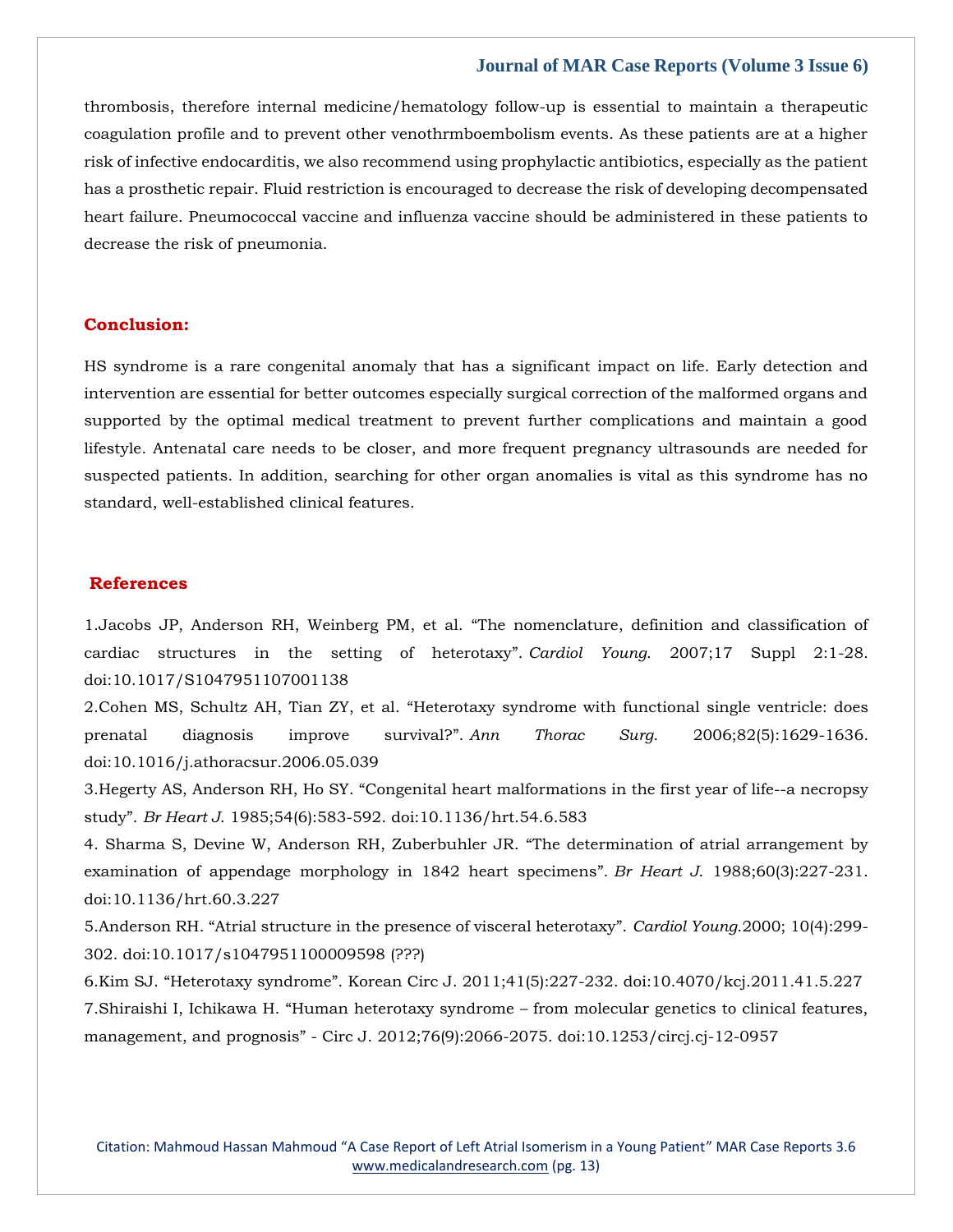thrombosis, therefore internal medicine/hematology follow-up is essential to maintain a therapeutic coagulation profile and to prevent other venothrmboembolism events. As these patients are at a higher risk of infective endocarditis, we also recommend using prophylactic antibiotics, especially as the patient has a prosthetic repair. Fluid restriction is encouraged to decrease the risk of developing decompensated heart failure. Pneumococcal vaccine and influenza vaccine should be administered in these patients to decrease the risk of pneumonia.

## Conclusion:

HS syndrome is a rare congenital anomaly that has a significant impact on life. Early detection and intervention are essential for better outcomes especially surgical correction of the malformed organs and supported by the optimal medical treatment to prevent further complications and maintain a good lifestyle. Antenatal care needs to be closer, and more frequent pregnancy ultrasounds are needed for suspected patients. In addition, searching for other organ anomalies is vital as this syndrome has no standard, well-established clinical features.

## References

1.Jacobs JP, Anderson RH, Weinberg PM, et al. "The nomenclature, definition and classification of cardiac structures in the setting of heterotaxy". *Cardiol Young.* 2007;17 Suppl 2:1-28. doi:10.1017/S1047951107001138

2.Cohen MS, Schultz AH, Tian ZY, et al. "Heterotaxy syndrome with functional single ventricle: does prenatal diagnosis improve survival?". *Ann Thorac Surg.* 2006;82(5):1629-1636. doi:10.1016/j.athoracsur.2006.05.039

3.Hegerty AS, Anderson RH, Ho SY. "Congenital heart malformations in the first year of life--a necropsy study". *Br Heart J.* 1985;54(6):583-592. doi:10.1136/hrt.54.6.583

4. Sharma S, Devine W, Anderson RH, Zuberbuhler JR. "The determination of atrial arrangement by examination of appendage morphology in 1842 heart specimens". *Br Heart J.* 1988;60(3):227-231. doi:10.1136/hrt.60.3.227

5.Anderson RH. "Atrial structure in the presence of visceral heterotaxy". *Cardiol Young.*2000; 10(4):299-302. doi:10.1017/s1047951100009598 (???)

6.Kim SJ. "Heterotaxy syndrome". Korean Circ J. 2011;41(5):227-232. doi:10.4070/kcj.2011.41.5.227

7.Shiraishi I, Ichikawa H. "Human heterotaxy syndrome – from molecular genetics to clinical features, management, and prognosis" - Circ J. 2012;76(9):2066-2075. doi:10.1253/circj.cj-12-0957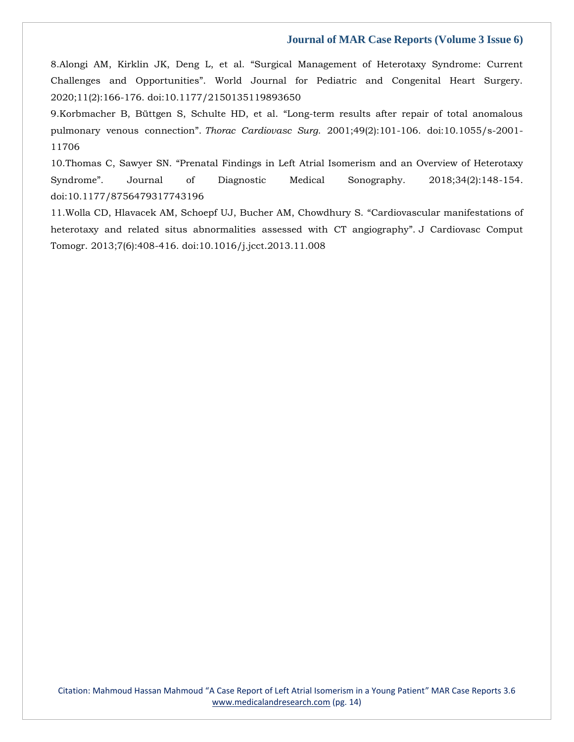8.Alongi AM, Kirklin JK, Deng L, et al. “Surgical Management of Heterotaxy Syndrome: Current Challenges and Opportunities”. World Journal for Pediatric and Congenital Heart Surgery. 2020;11(2):166-176. doi:10.1177/2150135119893650

9.Korbmacher B, Büttgen S, Schulte HD, et al. “Long-term results after repair of total anomalous pulmonary venous connection”. *Thorac Cardiovasc Surg.* 2001;49(2):101-106. doi:10.1055/s-2001-11706

10.Thomas C, Sawyer SN. “Prenatal Findings in Left Atrial Isomerism and an Overview of Heterotaxy Syndrome”. Journal of Diagnostic Medical Sonography. 2018;34(2):148-154. doi:10.1177/8756479317743196

11.Wolla CD, Hlavacek AM, Schoepf UJ, Bucher AM, Chowdhury S. “Cardiovascular manifestations of heterotaxy and related situs abnormalities assessed with CT angiography”. J Cardiovasc Comput Tomogr. 2013;7(6):408-416. doi:10.1016/j.jcct.2013.11.008